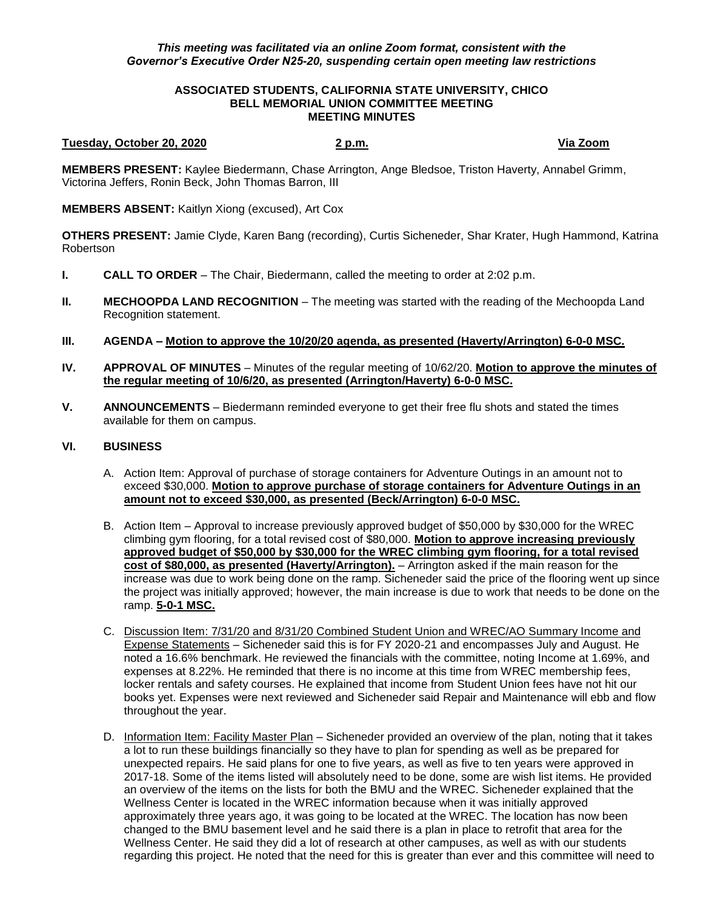*This meeting was facilitated via an online Zoom format, consistent with the Governor's Executive Order N25-20, suspending certain open meeting law restrictions*

**ASSOCIATED STUDENTS, CALIFORNIA STATE UNIVERSITY, CHICO**
**BELL MEMORIAL UNION COMMITTEE MEETING**
**MEETING MINUTES**

**Tuesday, October 20, 2020** **2 p.m.** **Via Zoom**

**MEMBERS PRESENT:** Kaylee Biedermann, Chase Arrington, Ange Bledsoe, Triston Haverty, Annabel Grimm, Victorina Jeffers, Ronin Beck, John Thomas Barron, III

**MEMBERS ABSENT:** Kaitlyn Xiong (excused), Art Cox

**OTHERS PRESENT:** Jamie Clyde, Karen Bang (recording), Curtis Sicheneder, Shar Krater, Hugh Hammond, Katrina Robertson

**I. CALL TO ORDER** – The Chair, Biedermann, called the meeting to order at 2:02 p.m.

**II. MECHOOPDA LAND RECOGNITION** – The meeting was started with the reading of the Mechoopda Land Recognition statement.

**III. AGENDA – Motion to approve the 10/20/20 agenda, as presented (Haverty/Arrington) 6-0-0 MSC.**

**IV. APPROVAL OF MINUTES** – Minutes of the regular meeting of 10/62/20. **Motion to approve the minutes of the regular meeting of 10/6/20, as presented (Arrington/Haverty) 6-0-0 MSC.**

**V. ANNOUNCEMENTS** – Biedermann reminded everyone to get their free flu shots and stated the times available for them on campus.

**VI. BUSINESS**

A. Action Item: Approval of purchase of storage containers for Adventure Outings in an amount not to exceed $30,000. **Motion to approve purchase of storage containers for Adventure Outings in an amount not to exceed $30,000, as presented (Beck/Arrington) 6-0-0 MSC.**

B. Action Item – Approval to increase previously approved budget of $50,000 by $30,000 for the WREC climbing gym flooring, for a total revised cost of $80,000. **Motion to approve increasing previously approved budget of $50,000 by $30,000 for the WREC climbing gym flooring, for a total revised cost of $80,000, as presented (Haverty/Arrington).** – Arrington asked if the main reason for the increase was due to work being done on the ramp. Sicheneder said the price of the flooring went up since the project was initially approved; however, the main increase is due to work that needs to be done on the ramp. **5-0-1 MSC.**

C. Discussion Item: 7/31/20 and 8/31/20 Combined Student Union and WREC/AO Summary Income and Expense Statements – Sicheneder said this is for FY 2020-21 and encompasses July and August. He noted a 16.6% benchmark. He reviewed the financials with the committee, noting Income at 1.69%, and expenses at 8.22%. He reminded that there is no income at this time from WREC membership fees, locker rentals and safety courses. He explained that income from Student Union fees have not hit our books yet. Expenses were next reviewed and Sicheneder said Repair and Maintenance will ebb and flow throughout the year.

D. Information Item: Facility Master Plan – Sicheneder provided an overview of the plan, noting that it takes a lot to run these buildings financially so they have to plan for spending as well as be prepared for unexpected repairs. He said plans for one to five years, as well as five to ten years were approved in 2017-18. Some of the items listed will absolutely need to be done, some are wish list items. He provided an overview of the items on the lists for both the BMU and the WREC. Sicheneder explained that the Wellness Center is located in the WREC information because when it was initially approved approximately three years ago, it was going to be located at the WREC. The location has now been changed to the BMU basement level and he said there is a plan in place to retrofit that area for the Wellness Center. He said they did a lot of research at other campuses, as well as with our students regarding this project. He noted that the need for this is greater than ever and this committee will need to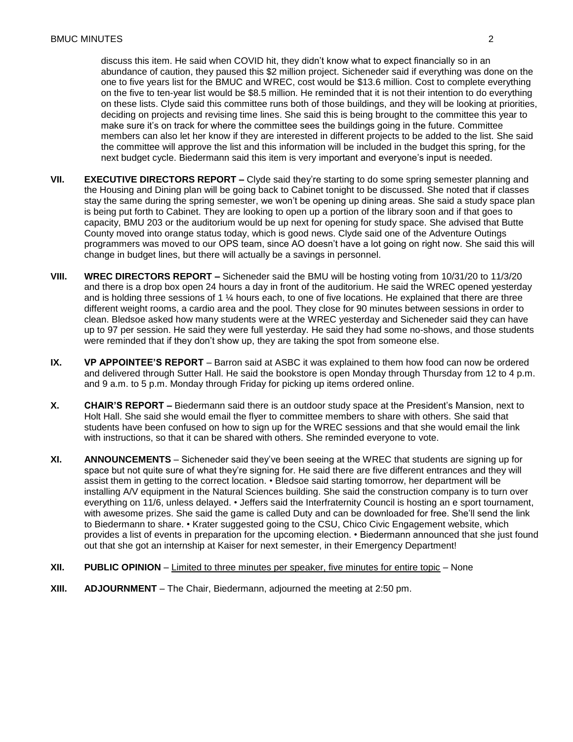discuss this item. He said when COVID hit, they didn't know what to expect financially so in an abundance of caution, they paused this $2 million project. Sicheneder said if everything was done on the one to five years list for the BMUC and WREC, cost would be $13.6 million. Cost to complete everything on the five to ten-year list would be $8.5 million. He reminded that it is not their intention to do everything on these lists. Clyde said this committee runs both of those buildings, and they will be looking at priorities, deciding on projects and revising time lines. She said this is being brought to the committee this year to make sure it's on track for where the committee sees the buildings going in the future. Committee members can also let her know if they are interested in different projects to be added to the list. She said the committee will approve the list and this information will be included in the budget this spring, for the next budget cycle. Biedermann said this item is very important and everyone's input is needed.

**VII. EXECUTIVE DIRECTORS REPORT –** Clyde said they're starting to do some spring semester planning and the Housing and Dining plan will be going back to Cabinet tonight to be discussed. She noted that if classes stay the same during the spring semester, we won't be opening up dining areas. She said a study space plan is being put forth to Cabinet. They are looking to open up a portion of the library soon and if that goes to capacity, BMU 203 or the auditorium would be up next for opening for study space. She advised that Butte County moved into orange status today, which is good news. Clyde said one of the Adventure Outings programmers was moved to our OPS team, since AO doesn't have a lot going on right now. She said this will change in budget lines, but there will actually be a savings in personnel.

**VIII. WREC DIRECTORS REPORT –** Sicheneder said the BMU will be hosting voting from 10/31/20 to 11/3/20 and there is a drop box open 24 hours a day in front of the auditorium. He said the WREC opened yesterday and is holding three sessions of 1 ¼ hours each, to one of five locations. He explained that there are three different weight rooms, a cardio area and the pool. They close for 90 minutes between sessions in order to clean. Bledsoe asked how many students were at the WREC yesterday and Sicheneder said they can have up to 97 per session. He said they were full yesterday. He said they had some no-shows, and those students were reminded that if they don't show up, they are taking the spot from someone else.

**IX. VP APPOINTEE'S REPORT** – Barron said at ASBC it was explained to them how food can now be ordered and delivered through Sutter Hall. He said the bookstore is open Monday through Thursday from 12 to 4 p.m. and 9 a.m. to 5 p.m. Monday through Friday for picking up items ordered online.

**X. CHAIR'S REPORT –** Biedermann said there is an outdoor study space at the President's Mansion, next to Holt Hall. She said she would email the flyer to committee members to share with others. She said that students have been confused on how to sign up for the WREC sessions and that she would email the link with instructions, so that it can be shared with others. She reminded everyone to vote.

**XI. ANNOUNCEMENTS** – Sicheneder said they've been seeing at the WREC that students are signing up for space but not quite sure of what they're signing for. He said there are five different entrances and they will assist them in getting to the correct location. • Bledsoe said starting tomorrow, her department will be installing A/V equipment in the Natural Sciences building. She said the construction company is to turn over everything on 11/6, unless delayed. • Jeffers said the Interfraternity Council is hosting an e sport tournament, with awesome prizes. She said the game is called Duty and can be downloaded for free. She'll send the link to Biedermann to share. • Krater suggested going to the CSU, Chico Civic Engagement website, which provides a list of events in preparation for the upcoming election. • Biedermann announced that she just found out that she got an internship at Kaiser for next semester, in their Emergency Department!

**XII. PUBLIC OPINION** – Limited to three minutes per speaker, five minutes for entire topic – None

**XIII. ADJOURNMENT** – The Chair, Biedermann, adjourned the meeting at 2:50 pm.